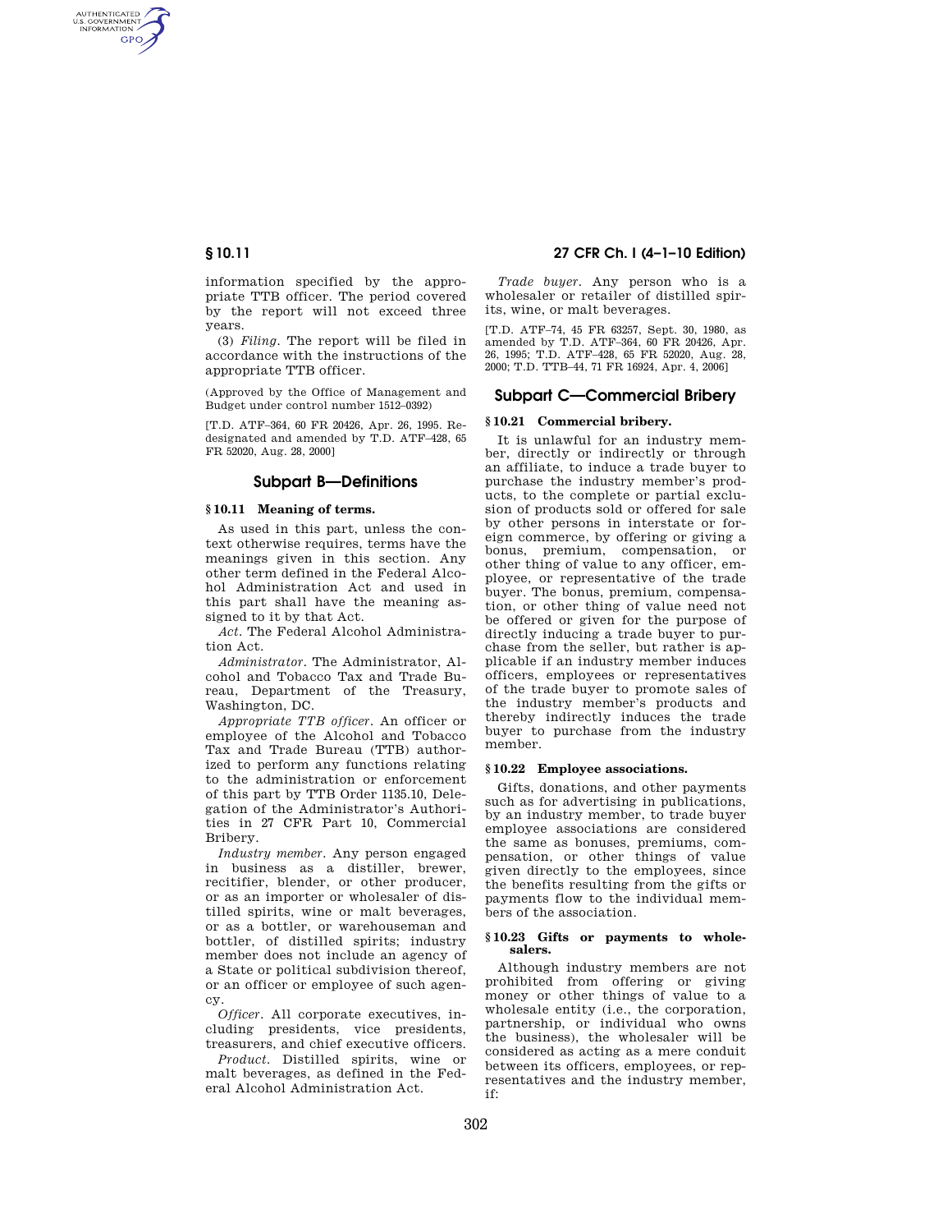information specified by the appropriate TTB officer. The period covered by the report will not exceed three years.

(3) *Filing.* The report will be filed in accordance with the instructions of the appropriate TTB officer.

(Approved by the Office of Management and Budget under control number 1512–0392)

[T.D. ATF–364, 60 FR 20426, Apr. 26, 1995. Redesignated and amended by T.D. ATF–428, 65 FR 52020, Aug. 28, 2000]

## Subpart B—Definitions

### § 10.11 Meaning of terms.

As used in this part, unless the context otherwise requires, terms have the meanings given in this section. Any other term defined in the Federal Alcohol Administration Act and used in this part shall have the meaning assigned to it by that Act.

*Act.* The Federal Alcohol Administration Act.

*Administrator.* The Administrator, Alcohol and Tobacco Tax and Trade Bureau, Department of the Treasury, Washington, DC.

*Appropriate TTB officer.* An officer or employee of the Alcohol and Tobacco Tax and Trade Bureau (TTB) authorized to perform any functions relating to the administration or enforcement of this part by TTB Order 1135.10, Delegation of the Administrator's Authorities in 27 CFR Part 10, Commercial Bribery.

*Industry member.* Any person engaged in business as a distiller, brewer, recitifier, blender, or other producer, or as an importer or wholesaler of distilled spirits, wine or malt beverages, or as a bottler, or warehouseman and bottler, of distilled spirits; industry member does not include an agency of a State or political subdivision thereof, or an officer or employee of such agency.

*Officer.* All corporate executives, including presidents, vice presidents, treasurers, and chief executive officers.

*Product.* Distilled spirits, wine or malt beverages, as defined in the Federal Alcohol Administration Act.

*Trade buyer.* Any person who is a wholesaler or retailer of distilled spirits, wine, or malt beverages.

[T.D. ATF–74, 45 FR 63257, Sept. 30, 1980, as amended by T.D. ATF–364, 60 FR 20426, Apr. 26, 1995; T.D. ATF–428, 65 FR 52020, Aug. 28, 2000; T.D. TTB–44, 71 FR 16924, Apr. 4, 2006]

## Subpart C—Commercial Bribery

### § 10.21 Commercial bribery.

It is unlawful for an industry member, directly or indirectly or through an affiliate, to induce a trade buyer to purchase the industry member's products, to the complete or partial exclusion of products sold or offered for sale by other persons in interstate or foreign commerce, by offering or giving a bonus, premium, compensation, or other thing of value to any officer, employee, or representative of the trade buyer. The bonus, premium, compensation, or other thing of value need not be offered or given for the purpose of directly inducing a trade buyer to purchase from the seller, but rather is applicable if an industry member induces officers, employees or representatives of the trade buyer to promote sales of the industry member's products and thereby indirectly induces the trade buyer to purchase from the industry member.

### § 10.22 Employee associations.

Gifts, donations, and other payments such as for advertising in publications, by an industry member, to trade buyer employee associations are considered the same as bonuses, premiums, compensation, or other things of value given directly to the employees, since the benefits resulting from the gifts or payments flow to the individual members of the association.

### § 10.23 Gifts or payments to wholesalers.

Although industry members are not prohibited from offering or giving money or other things of value to a wholesale entity (i.e., the corporation, partnership, or individual who owns the business), the wholesaler will be considered as acting as a mere conduit between its officers, employees, or representatives and the industry member, if: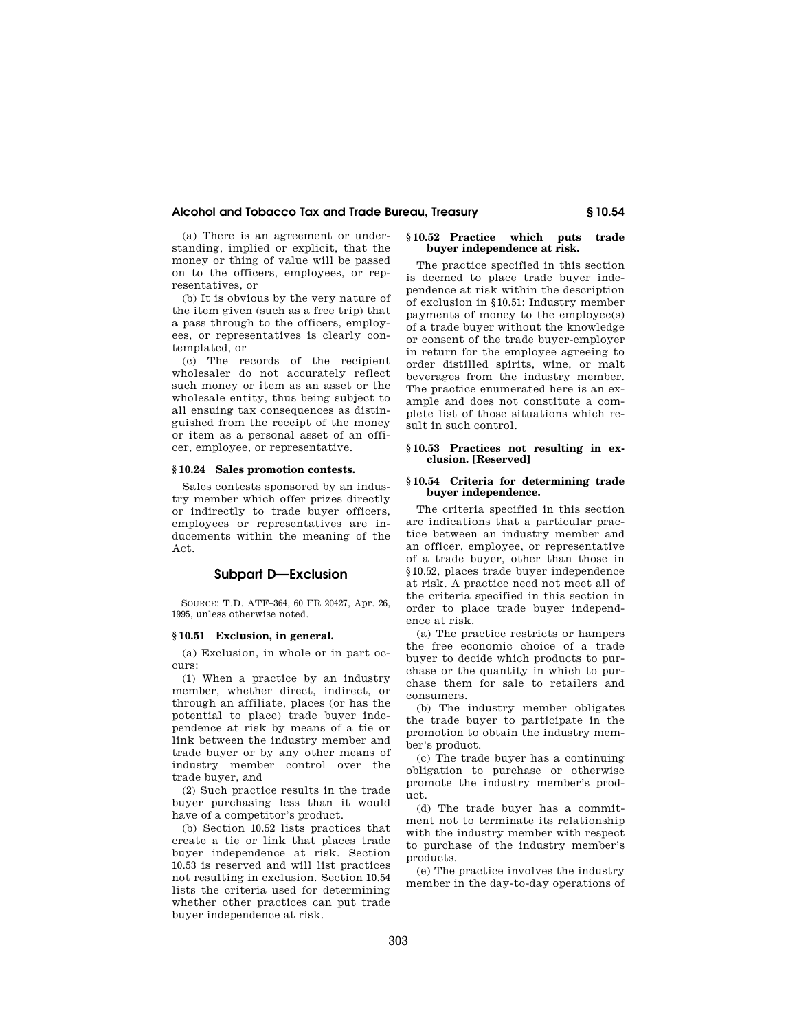(a) There is an agreement or understanding, implied or explicit, that the money or thing of value will be passed on to the officers, employees, or representatives, or

(b) It is obvious by the very nature of the item given (such as a free trip) that a pass through to the officers, employees, or representatives is clearly contemplated, or

(c) The records of the recipient wholesaler do not accurately reflect such money or item as an asset or the wholesale entity, thus being subject to all ensuing tax consequences as distinguished from the receipt of the money or item as a personal asset of an officer, employee, or representative.

### § 10.24 Sales promotion contests.

Sales contests sponsored by an industry member which offer prizes directly or indirectly to trade buyer officers, employees or representatives are inducements within the meaning of the Act.

## Subpart D—Exclusion

SOURCE: T.D. ATF–364, 60 FR 20427, Apr. 26, 1995, unless otherwise noted.

### § 10.51 Exclusion, in general.

(a) Exclusion, in whole or in part occurs:

(1) When a practice by an industry member, whether direct, indirect, or through an affiliate, places (or has the potential to place) trade buyer independence at risk by means of a tie or link between the industry member and trade buyer or by any other means of industry member control over the trade buyer, and

(2) Such practice results in the trade buyer purchasing less than it would have of a competitor's product.

(b) Section 10.52 lists practices that create a tie or link that places trade buyer independence at risk. Section 10.53 is reserved and will list practices not resulting in exclusion. Section 10.54 lists the criteria used for determining whether other practices can put trade buyer independence at risk.

### § 10.52 Practice which puts trade buyer independence at risk.

The practice specified in this section is deemed to place trade buyer independence at risk within the description of exclusion in § 10.51: Industry member payments of money to the employee(s) of a trade buyer without the knowledge or consent of the trade buyer-employer in return for the employee agreeing to order distilled spirits, wine, or malt beverages from the industry member. The practice enumerated here is an example and does not constitute a complete list of those situations which result in such control.

### § 10.53 Practices not resulting in exclusion. [Reserved]

### § 10.54 Criteria for determining trade buyer independence.

The criteria specified in this section are indications that a particular practice between an industry member and an officer, employee, or representative of a trade buyer, other than those in § 10.52, places trade buyer independence at risk. A practice need not meet all of the criteria specified in this section in order to place trade buyer independence at risk.

(a) The practice restricts or hampers the free economic choice of a trade buyer to decide which products to purchase or the quantity in which to purchase them for sale to retailers and consumers.

(b) The industry member obligates the trade buyer to participate in the promotion to obtain the industry member's product.

(c) The trade buyer has a continuing obligation to purchase or otherwise promote the industry member's product.

(d) The trade buyer has a commitment not to terminate its relationship with the industry member with respect to purchase of the industry member's products.

(e) The practice involves the industry member in the day-to-day operations of